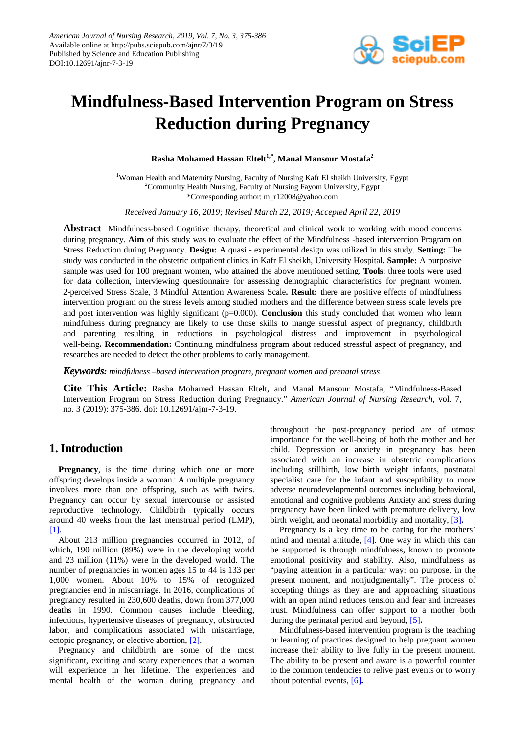American Journal of Nursing Research, 2019, Vol. 7, No. 3, 375-386
Available online at http://pubs.sciepub.com/ajnr/7/3/19
Published by Science and Education Publishing
DOI:10.12691/ajnr-7-3-19

# Mindfulness-Based Intervention Program on Stress Reduction during Pregnancy

**Rasha Mohamed Hassan Eltelt[1,*], Manal Mansour Mostafa[2]**

[1]Woman Health and Maternity Nursing, Faculty of Nursing Kafr El sheikh University, Egypt
[2]Community Health Nursing, Faculty of Nursing Fayom University, Egypt
*Corresponding author: m_r12008@yahoo.com

*Received January 16, 2019; Revised March 22, 2019; Accepted April 22, 2019*

**Abstract** Mindfulness-based Cognitive therapy, theoretical and clinical work to working with mood concerns during pregnancy. **Aim** of this study was to evaluate the effect of the Mindfulness -based intervention Program on Stress Reduction during Pregnancy. **Design:** A quasi - experimental design was utilized in this study. **Setting:** The study was conducted in the obstetric outpatient clinics in Kafr El sheikh, University Hospital**. Sample:** A purposive sample was used for 100 pregnant women, who attained the above mentioned setting. **Tools**: three tools were used for data collection, interviewing questionnaire for assessing demographic characteristics for pregnant women. 2-perceived Stress Scale, 3 Mindful Attention Awareness Scale**. Result:** there are positive effects of mindfulness intervention program on the stress levels among studied mothers and the difference between stress scale levels pre and post intervention was highly significant (p=0.000). **Conclusion** this study concluded that women who learn mindfulness during pregnancy are likely to use those skills to mange stressful aspect of pregnancy, childbirth and parenting resulting in reductions in psychological distress and improvement in psychological well-being**. Recommendation:** Continuing mindfulness program about reduced stressful aspect of pregnancy, and researches are needed to detect the other problems to early management.

***Keywords:*** *mindfulness –based intervention program, pregnant women and prenatal stress*

**Cite This Article:** Rasha Mohamed Hassan Eltelt, and Manal Mansour Mostafa, "Mindfulness-Based Intervention Program on Stress Reduction during Pregnancy." *American Journal of Nursing Research*, vol. 7, no. 3 (2019): 375-386. doi: 10.12691/ajnr-7-3-19.

## 1. Introduction

**Pregnancy**, is the time during which one or more offspring develops inside a woman. A multiple pregnancy involves more than one offspring, such as with twins. Pregnancy can occur by sexual intercourse or assisted reproductive technology. Childbirth typically occurs around 40 weeks from the last menstrual period (LMP), [1].

About 213 million pregnancies occurred in 2012, of which, 190 million (89%) were in the developing world and 23 million (11%) were in the developed world. The number of pregnancies in women ages 15 to 44 is 133 per 1,000 women. About 10% to 15% of recognized pregnancies end in miscarriage. In 2016, complications of pregnancy resulted in 230,600 deaths, down from 377,000 deaths in 1990. Common causes include bleeding, infections, hypertensive diseases of pregnancy, obstructed labor, and complications associated with miscarriage, ectopic pregnancy, or elective abortion, [2].

Pregnancy and childbirth are some of the most significant, exciting and scary experiences that a woman will experience in her lifetime. The experiences and mental health of the woman during pregnancy and throughout the post-pregnancy period are of utmost importance for the well-being of both the mother and her child. Depression or anxiety in pregnancy has been associated with an increase in obstetric complications including stillbirth, low birth weight infants, postnatal specialist care for the infant and susceptibility to more adverse neurodevelopmental outcomes including behavioral, emotional and cognitive problems Anxiety and stress during pregnancy have been linked with premature delivery, low birth weight, and neonatal morbidity and mortality, [3]**.**

Pregnancy is a key time to be caring for the mothers' mind and mental attitude, [4]. One way in which this can be supported is through mindfulness, known to promote emotional positivity and stability. Also, mindfulness as "paying attention in a particular way: on purpose, in the present moment, and nonjudgmentally". The process of accepting things as they are and approaching situations with an open mind reduces tension and fear and increases trust. Mindfulness can offer support to a mother both during the perinatal period and beyond, [5]**.**

Mindfulness-based intervention program is the teaching or learning of practices designed to help pregnant women increase their ability to live fully in the present moment. The ability to be present and aware is a powerful counter to the common tendencies to relive past events or to worry about potential events, [6]**.**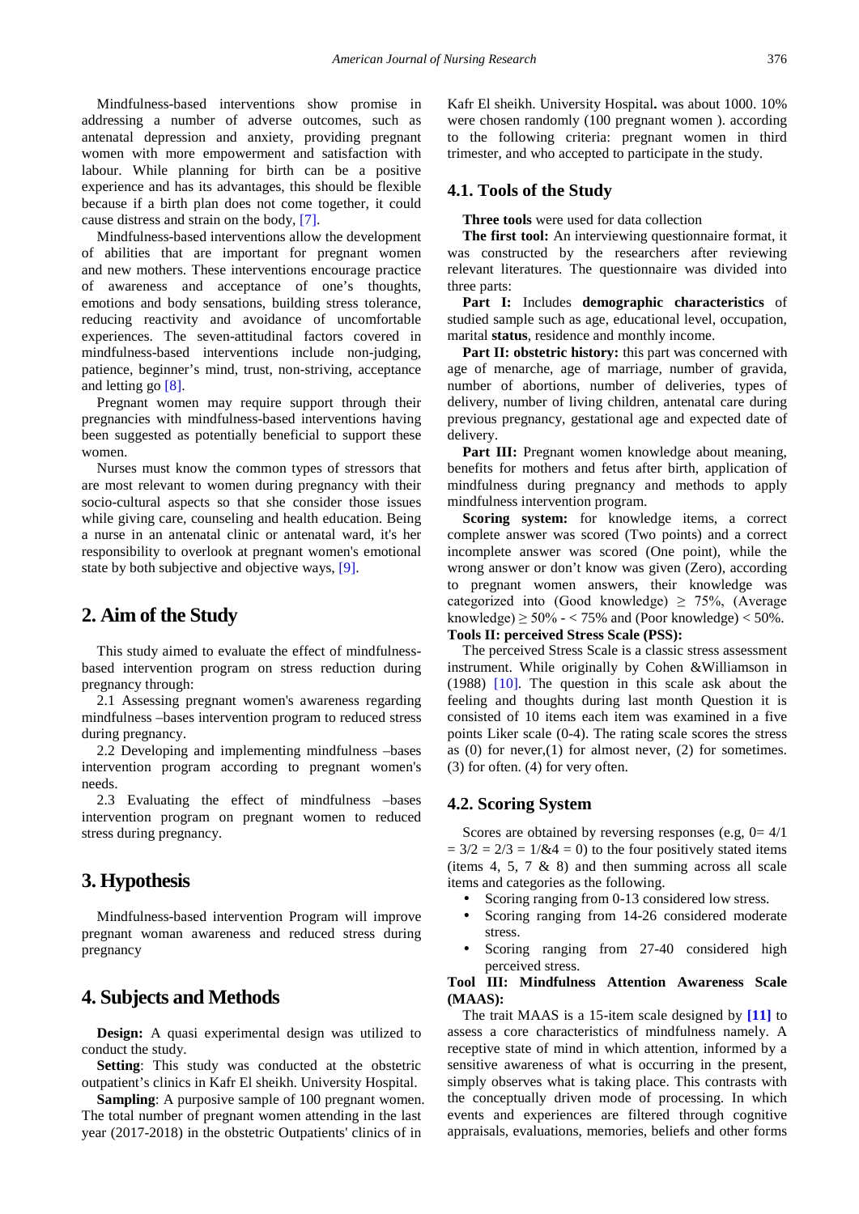Mindfulness-based interventions show promise in addressing a number of adverse outcomes, such as antenatal depression and anxiety, providing pregnant women with more empowerment and satisfaction with labour. While planning for birth can be a positive experience and has its advantages, this should be flexible because if a birth plan does not come together, it could cause distress and strain on the body, [7].

Mindfulness-based interventions allow the development of abilities that are important for pregnant women and new mothers. These interventions encourage practice of awareness and acceptance of one's thoughts, emotions and body sensations, building stress tolerance, reducing reactivity and avoidance of uncomfortable experiences. The seven-attitudinal factors covered in mindfulness-based interventions include non-judging, patience, beginner's mind, trust, non-striving, acceptance and letting go [8].

Pregnant women may require support through their pregnancies with mindfulness-based interventions having been suggested as potentially beneficial to support these women.

Nurses must know the common types of stressors that are most relevant to women during pregnancy with their socio-cultural aspects so that she consider those issues while giving care, counseling and health education. Being a nurse in an antenatal clinic or antenatal ward, it's her responsibility to overlook at pregnant women's emotional state by both subjective and objective ways, [9].

## 2. Aim of the Study

This study aimed to evaluate the effect of mindfulness-based intervention program on stress reduction during pregnancy through:

2.1 Assessing pregnant women's awareness regarding mindfulness –bases intervention program to reduced stress during pregnancy.

2.2 Developing and implementing mindfulness –bases intervention program according to pregnant women's needs.

2.3 Evaluating the effect of mindfulness –bases intervention program on pregnant women to reduced stress during pregnancy.

## 3. Hypothesis

Mindfulness-based intervention Program will improve pregnant woman awareness and reduced stress during pregnancy

## 4. Subjects and Methods

**Design:** A quasi experimental design was utilized to conduct the study.

**Setting**: This study was conducted at the obstetric outpatient's clinics in Kafr El sheikh. University Hospital.

**Sampling**: A purposive sample of 100 pregnant women. The total number of pregnant women attending in the last year (2017-2018) in the obstetric Outpatients' clinics of in Kafr El sheikh. University Hospital**.** was about 1000. 10% were chosen randomly (100 pregnant women ). according to the following criteria: pregnant women in third trimester, and who accepted to participate in the study.

### 4.1. Tools of the Study

**Three tools** were used for data collection

**The first tool:** An interviewing questionnaire format, it was constructed by the researchers after reviewing relevant literatures. The questionnaire was divided into three parts:

**Part I:** Includes **demographic characteristics** of studied sample such as age, educational level, occupation, marital **status**, residence and monthly income.

**Part II: obstetric history:** this part was concerned with age of menarche, age of marriage, number of gravida, number of abortions, number of deliveries, types of delivery, number of living children, antenatal care during previous pregnancy, gestational age and expected date of delivery.

**Part III:** Pregnant women knowledge about meaning, benefits for mothers and fetus after birth, application of mindfulness during pregnancy and methods to apply mindfulness intervention program.

**Scoring system:** for knowledge items, a correct complete answer was scored (Two points) and a correct incomplete answer was scored (One point), while the wrong answer or don't know was given (Zero), according to pregnant women answers, their knowledge was categorized into (Good knowledge) ≥ 75%, (Average knowledge) ≥ 50% - < 75% and (Poor knowledge) < 50%.

**Tools II: perceived Stress Scale (PSS):**

The perceived Stress Scale is a classic stress assessment instrument. While originally by Cohen &Williamson in (1988) [10]. The question in this scale ask about the feeling and thoughts during last month Question it is consisted of 10 items each item was examined in a five points Liker scale (0-4). The rating scale scores the stress as (0) for never,(1) for almost never, (2) for sometimes. (3) for often. (4) for very often.

### 4.2. Scoring System

Scores are obtained by reversing responses (e.g, 0= 4/1 = 3/2 = 2/3 = 1/&4 = 0) to the four positively stated items (items 4, 5, 7 & 8) and then summing across all scale items and categories as the following.

- Scoring ranging from 0-13 considered low stress.
- Scoring ranging from 14-26 considered moderate stress.
- Scoring ranging from 27-40 considered high perceived stress.

**Tool III: Mindfulness Attention Awareness Scale (MAAS):**

The trait MAAS is a 15-item scale designed by **[11]** to assess a core characteristics of mindfulness namely. A receptive state of mind in which attention, informed by a sensitive awareness of what is occurring in the present, simply observes what is taking place. This contrasts with the conceptually driven mode of processing. In which events and experiences are filtered through cognitive appraisals, evaluations, memories, beliefs and other forms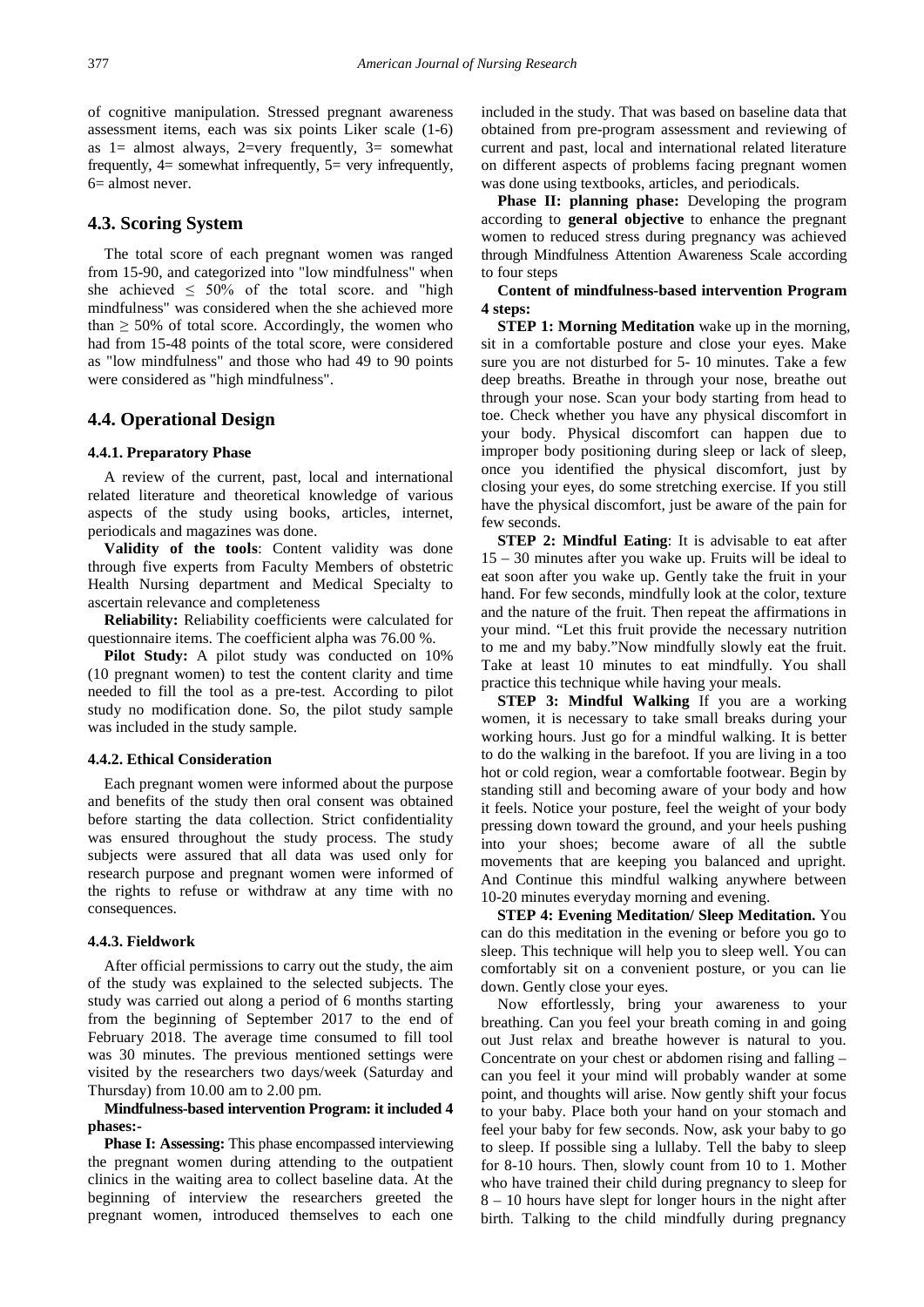of cognitive manipulation. Stressed pregnant awareness assessment items, each was six points Liker scale (1-6) as 1= almost always, 2=very frequently, 3= somewhat frequently, 4= somewhat infrequently, 5= very infrequently, 6= almost never.

## 4.3. Scoring System

The total score of each pregnant women was ranged from 15-90, and categorized into "low mindfulness" when she achieved ≤ 50% of the total score. and "high mindfulness" was considered when the she achieved more than ≥ 50% of total score. Accordingly, the women who had from 15-48 points of the total score, were considered as "low mindfulness" and those who had 49 to 90 points were considered as "high mindfulness".

## 4.4. Operational Design

### 4.4.1. Preparatory Phase

A review of the current, past, local and international related literature and theoretical knowledge of various aspects of the study using books, articles, internet, periodicals and magazines was done.

**Validity of the tools**: Content validity was done through five experts from Faculty Members of obstetric Health Nursing department and Medical Specialty to ascertain relevance and completeness

**Reliability:** Reliability coefficients were calculated for questionnaire items. The coefficient alpha was 76.00 %.

**Pilot Study:** A pilot study was conducted on 10% (10 pregnant women) to test the content clarity and time needed to fill the tool as a pre-test. According to pilot study no modification done. So, the pilot study sample was included in the study sample.

### 4.4.2. Ethical Consideration

Each pregnant women were informed about the purpose and benefits of the study then oral consent was obtained before starting the data collection. Strict confidentiality was ensured throughout the study process. The study subjects were assured that all data was used only for research purpose and pregnant women were informed of the rights to refuse or withdraw at any time with no consequences.

### 4.4.3. Fieldwork

After official permissions to carry out the study, the aim of the study was explained to the selected subjects. The study was carried out along a period of 6 months starting from the beginning of September 2017 to the end of February 2018. The average time consumed to fill tool was 30 minutes. The previous mentioned settings were visited by the researchers two days/week (Saturday and Thursday) from 10.00 am to 2.00 pm.

**Mindfulness-based intervention Program: it included 4 phases:-**

**Phase I: Assessing:** This phase encompassed interviewing the pregnant women during attending to the outpatient clinics in the waiting area to collect baseline data. At the beginning of interview the researchers greeted the pregnant women, introduced themselves to each one included in the study. That was based on baseline data that obtained from pre-program assessment and reviewing of current and past, local and international related literature on different aspects of problems facing pregnant women was done using textbooks, articles, and periodicals.

**Phase II: planning phase:** Developing the program according to **general objective** to enhance the pregnant women to reduced stress during pregnancy was achieved through Mindfulness Attention Awareness Scale according to four steps

**Content of mindfulness-based intervention Program 4 steps:**

**STEP 1: Morning Meditation** wake up in the morning, sit in a comfortable posture and close your eyes. Make sure you are not disturbed for 5- 10 minutes. Take a few deep breaths. Breathe in through your nose, breathe out through your nose. Scan your body starting from head to toe. Check whether you have any physical discomfort in your body. Physical discomfort can happen due to improper body positioning during sleep or lack of sleep, once you identified the physical discomfort, just by closing your eyes, do some stretching exercise. If you still have the physical discomfort, just be aware of the pain for few seconds.

**STEP 2: Mindful Eating**: It is advisable to eat after 15 – 30 minutes after you wake up. Fruits will be ideal to eat soon after you wake up. Gently take the fruit in your hand. For few seconds, mindfully look at the color, texture and the nature of the fruit. Then repeat the affirmations in your mind. "Let this fruit provide the necessary nutrition to me and my baby."Now mindfully slowly eat the fruit. Take at least 10 minutes to eat mindfully. You shall practice this technique while having your meals.

**STEP 3: Mindful Walking** If you are a working women, it is necessary to take small breaks during your working hours. Just go for a mindful walking. It is better to do the walking in the barefoot. If you are living in a too hot or cold region, wear a comfortable footwear. Begin by standing still and becoming aware of your body and how it feels. Notice your posture, feel the weight of your body pressing down toward the ground, and your heels pushing into your shoes; become aware of all the subtle movements that are keeping you balanced and upright. And Continue this mindful walking anywhere between 10-20 minutes everyday morning and evening.

**STEP 4: Evening Meditation/ Sleep Meditation.** You can do this meditation in the evening or before you go to sleep. This technique will help you to sleep well. You can comfortably sit on a convenient posture, or you can lie down. Gently close your eyes.

Now effortlessly, bring your awareness to your breathing. Can you feel your breath coming in and going out Just relax and breathe however is natural to you. Concentrate on your chest or abdomen rising and falling – can you feel it your mind will probably wander at some point, and thoughts will arise. Now gently shift your focus to your baby. Place both your hand on your stomach and feel your baby for few seconds. Now, ask your baby to go to sleep. If possible sing a lullaby. Tell the baby to sleep for 8-10 hours. Then, slowly count from 10 to 1. Mother who have trained their child during pregnancy to sleep for 8 – 10 hours have slept for longer hours in the night after birth. Talking to the child mindfully during pregnancy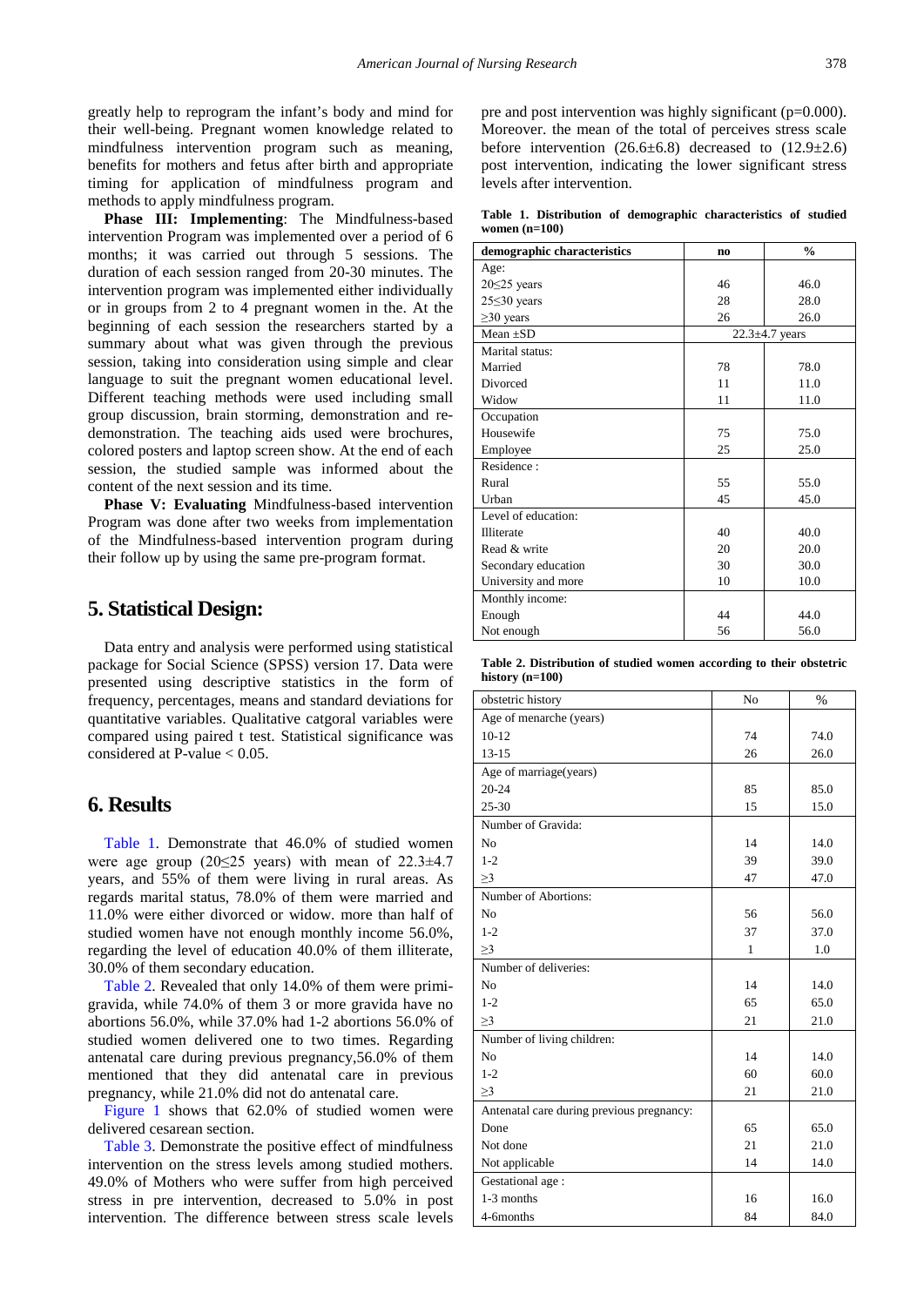greatly help to reprogram the infant's body and mind for their well-being. Pregnant women knowledge related to mindfulness intervention program such as meaning, benefits for mothers and fetus after birth and appropriate timing for application of mindfulness program and methods to apply mindfulness program.

**Phase III: Implementing**: The Mindfulness-based intervention Program was implemented over a period of 6 months; it was carried out through 5 sessions. The duration of each session ranged from 20-30 minutes. The intervention program was implemented either individually or in groups from 2 to 4 pregnant women in the. At the beginning of each session the researchers started by a summary about what was given through the previous session, taking into consideration using simple and clear language to suit the pregnant women educational level. Different teaching methods were used including small group discussion, brain storming, demonstration and re-demonstration. The teaching aids used were brochures, colored posters and laptop screen show. At the end of each session, the studied sample was informed about the content of the next session and its time.

**Phase V: Evaluating** Mindfulness-based intervention Program was done after two weeks from implementation of the Mindfulness-based intervention program during their follow up by using the same pre-program format.

## 5. Statistical Design:

Data entry and analysis were performed using statistical package for Social Science (SPSS) version 17. Data were presented using descriptive statistics in the form of frequency, percentages, means and standard deviations for quantitative variables. Qualitative catgoral variables were compared using paired t test. Statistical significance was considered at P-value < 0.05.

## 6. Results

Table 1. Demonstrate that 46.0% of studied women were age group (20≤25 years) with mean of 22.3±4.7 years, and 55% of them were living in rural areas. As regards marital status, 78.0% of them were married and 11.0% were either divorced or widow. more than half of studied women have not enough monthly income 56.0%, regarding the level of education 40.0% of them illiterate, 30.0% of them secondary education.

Table 2. Revealed that only 14.0% of them were primi-gravida, while 74.0% of them 3 or more gravida have no abortions 56.0%, while 37.0% had 1-2 abortions 56.0% of studied women delivered one to two times. Regarding antenatal care during previous pregnancy,56.0% of them mentioned that they did antenatal care in previous pregnancy, while 21.0% did not do antenatal care.

Figure 1 shows that 62.0% of studied women were delivered cesarean section.

Table 3. Demonstrate the positive effect of mindfulness intervention on the stress levels among studied mothers. 49.0% of Mothers who were suffer from high perceived stress in pre intervention, decreased to 5.0% in post intervention. The difference between stress scale levels pre and post intervention was highly significant (p=0.000). Moreover. the mean of the total of perceives stress scale before intervention (26.6±6.8) decreased to (12.9±2.6) post intervention, indicating the lower significant stress levels after intervention.

**Table 1. Distribution of demographic characteristics of studied women (n=100)**

| demographic characteristics | no | % |
|---|---|---|
| Age: | | |
| 20≤25 years | 46 | 46.0 |
| 25≤30 years | 28 | 28.0 |
| ≥30 years | 26 | 26.0 |
| Mean ±SD | 22.3±4.7 years | |
| Marital status: | | |
| Married | 78 | 78.0 |
| Divorced | 11 | 11.0 |
| Widow | 11 | 11.0 |
| Occupation | | |
| Housewife | 75 | 75.0 |
| Employee | 25 | 25.0 |
| Residence : | | |
| Rural | 55 | 55.0 |
| Urban | 45 | 45.0 |
| Level of education: | | |
| Illiterate | 40 | 40.0 |
| Read & write | 20 | 20.0 |
| Secondary education | 30 | 30.0 |
| University and more | 10 | 10.0 |
| Monthly income: | | |
| Enough | 44 | 44.0 |
| Not enough | 56 | 56.0 |

**Table 2. Distribution of studied women according to their obstetric history (n=100)**

| obstetric history | No | % |
|---|---|---|
| Age of menarche (years) | | |
| 10-12 | 74 | 74.0 |
| 13-15 | 26 | 26.0 |
| Age of marriage(years) | | |
| 20-24 | 85 | 85.0 |
| 25-30 | 15 | 15.0 |
| Number of Gravida: | | |
| No | 14 | 14.0 |
| 1-2 | 39 | 39.0 |
| ≥3 | 47 | 47.0 |
| Number of Abortions: | | |
| No | 56 | 56.0 |
| 1-2 | 37 | 37.0 |
| ≥3 | 1 | 1.0 |
| Number of deliveries: | | |
| No | 14 | 14.0 |
| 1-2 | 65 | 65.0 |
| ≥3 | 21 | 21.0 |
| Number of living children: | | |
| No | 14 | 14.0 |
| 1-2 | 60 | 60.0 |
| ≥3 | 21 | 21.0 |
| Antenatal care during previous pregnancy: | | |
| Done | 65 | 65.0 |
| Not done | 21 | 21.0 |
| Not applicable | 14 | 14.0 |
| Gestational age : | | |
| 1-3 months | 16 | 16.0 |
| 4-6months | 84 | 84.0 |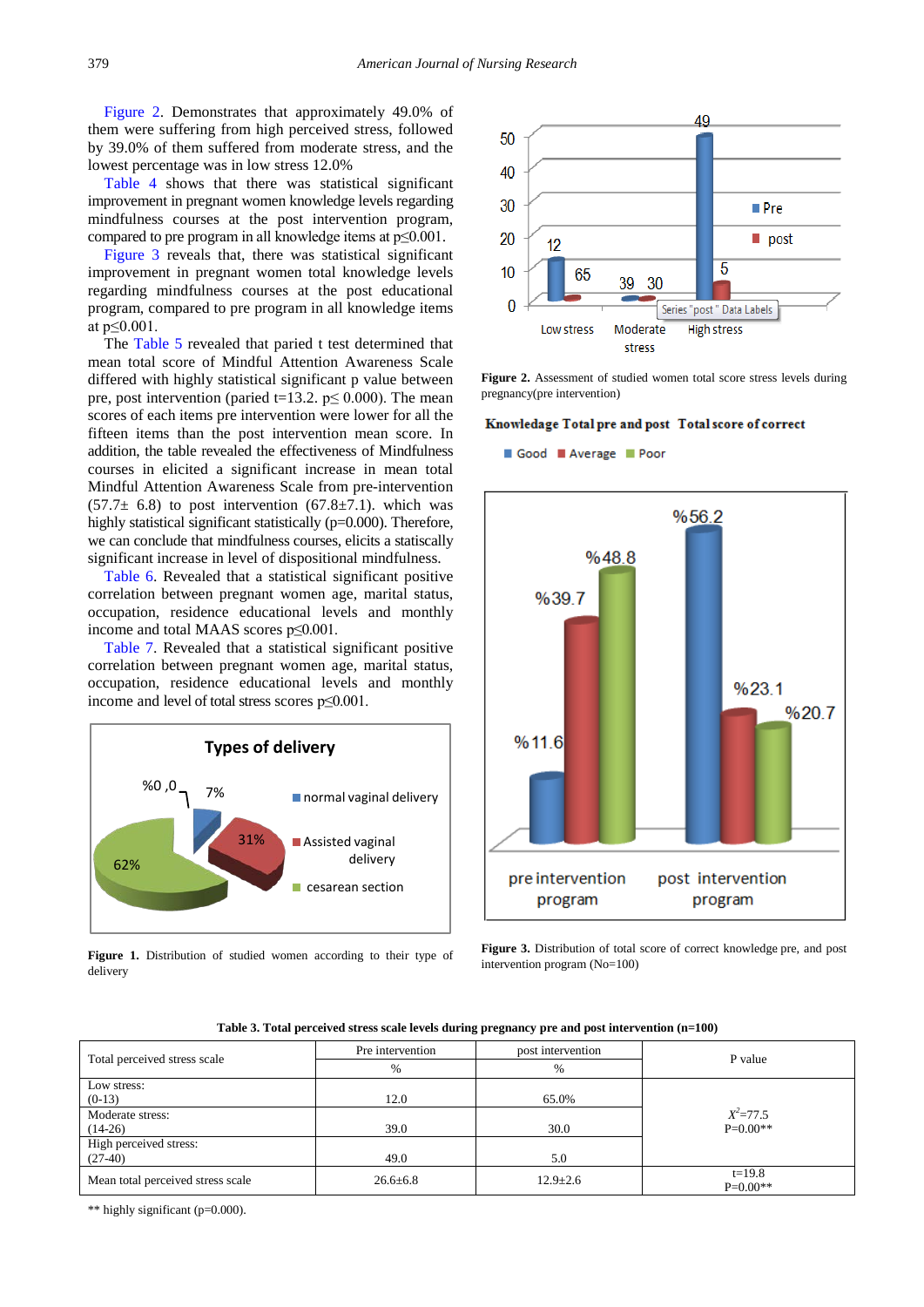Figure 2. Demonstrates that approximately 49.0% of them were suffering from high perceived stress, followed by 39.0% of them suffered from moderate stress, and the lowest percentage was in low stress 12.0%

Table 4 shows that there was statistical significant improvement in pregnant women knowledge levels regarding mindfulness courses at the post intervention program, compared to pre program in all knowledge items at p≤0.001.

Figure 3 reveals that, there was statistical significant improvement in pregnant women total knowledge levels regarding mindfulness courses at the post educational program, compared to pre program in all knowledge items at p≤0.001.

The Table 5 revealed that paried t test determined that mean total score of Mindful Attention Awareness Scale differed with highly statistical significant p value between pre, post intervention (paried t=13.2. p≤ 0.000). The mean scores of each items pre intervention were lower for all the fifteen items than the post intervention mean score. In addition, the table revealed the effectiveness of Mindfulness courses in elicited a significant increase in mean total Mindful Attention Awareness Scale from pre-intervention (57.7± 6.8) to post intervention (67.8±7.1). which was highly statistical significant statistically (p=0.000). Therefore, we can conclude that mindfulness courses, elicits a statiscally significant increase in level of dispositional mindfulness.

Table 6. Revealed that a statistical significant positive correlation between pregnant women age, marital status, occupation, residence educational levels and monthly income and total MAAS scores p≤0.001.

Table 7. Revealed that a statistical significant positive correlation between pregnant women age, marital status, occupation, residence educational levels and monthly income and level of total stress scores p≤0.001.

**Figure 1.** Distribution of studied women according to their type of delivery

**Figure 2.** Assessment of studied women total score stress levels during pregnancy(pre intervention)

**Figure 3.** Distribution of total score of correct knowledge pre, and post intervention program (No=100)

**Table 3. Total perceived stress scale levels during pregnancy pre and post intervention (n=100)**

| Total perceived stress scale | Pre intervention | post intervention | P value |
|---|---|---|---|
| | % | % | |
| Low stress: (0-13) | 12.0 | 65.0% | $X^2$=77.5 P=0.00** |
| Moderate stress: (14-26) | 39.0 | 30.0 | |
| High perceived stress: (27-40) | 49.0 | 5.0 | |
| Mean total perceived stress scale | 26.6±6.8 | 12.9±2.6 | t=19.8 P=0.00** |

** highly significant (p=0.000).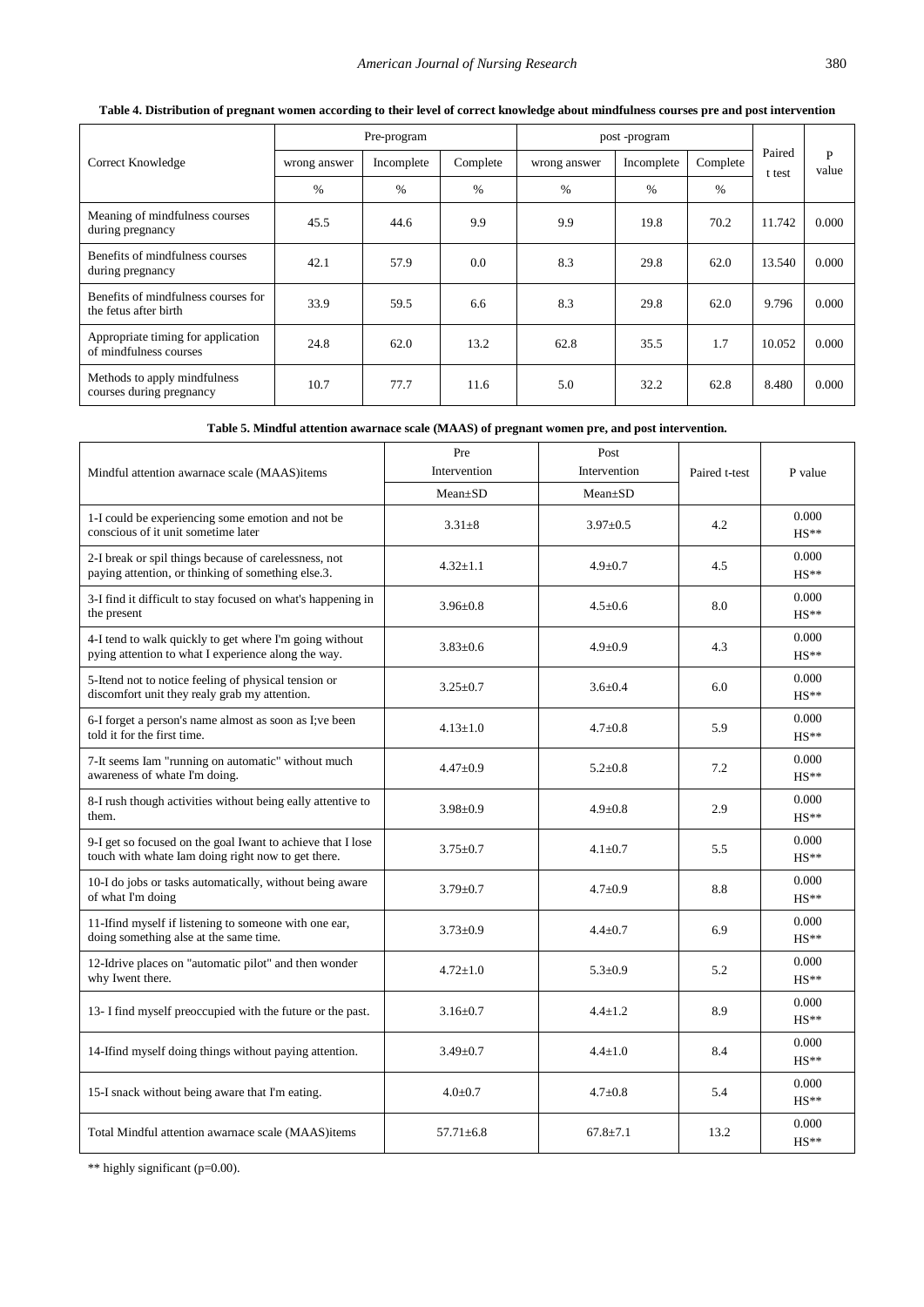**Table 4. Distribution of pregnant women according to their level of correct knowledge about mindfulness courses pre and post intervention**

| Correct Knowledge | Pre-program | | | post -program | | | Paired t test | P value |
|---|---|---|---|---|---|---|---|---|
| | wrong answer | Incomplete | Complete | wrong answer | Incomplete | Complete | | |
| | % | % | % | % | % | % | | |
| Meaning of mindfulness courses during pregnancy | 45.5 | 44.6 | 9.9 | 9.9 | 19.8 | 70.2 | 11.742 | 0.000 |
| Benefits of mindfulness courses during pregnancy | 42.1 | 57.9 | 0.0 | 8.3 | 29.8 | 62.0 | 13.540 | 0.000 |
| Benefits of mindfulness courses for the fetus after birth | 33.9 | 59.5 | 6.6 | 8.3 | 29.8 | 62.0 | 9.796 | 0.000 |
| Appropriate timing for application of mindfulness courses | 24.8 | 62.0 | 13.2 | 62.8 | 35.5 | 1.7 | 10.052 | 0.000 |
| Methods to apply mindfulness courses during pregnancy | 10.7 | 77.7 | 11.6 | 5.0 | 32.2 | 62.8 | 8.480 | 0.000 |

**Table 5. Mindful attention awarnace scale (MAAS) of pregnant women pre, and post intervention.**

| Mindful attention awarnace scale (MAAS)items | Pre Intervention | Post Intervention | Paired t-test | P value |
|---|---|---|---|---|
| | Mean±SD | Mean±SD | | |
| 1-I could be experiencing some emotion and not be conscious of it unit sometime later | 3.31±8 | 3.97±0.5 | 4.2 | 0.000 HS** |
| 2-I break or spil things because of carelessness, not paying attention, or thinking of something else.3. | 4.32±1.1 | 4.9±0.7 | 4.5 | 0.000 HS** |
| 3-I find it difficult to stay focused on what's happening in the present | 3.96±0.8 | 4.5±0.6 | 8.0 | 0.000 HS** |
| 4-I tend to walk quickly to get where I'm going without pying attention to what I experience along the way. | 3.83±0.6 | 4.9±0.9 | 4.3 | 0.000 HS** |
| 5-Itend not to notice feeling of physical tension or discomfort unit they realy grab my attention. | 3.25±0.7 | 3.6±0.4 | 6.0 | 0.000 HS** |
| 6-I forget a person's name almost as soon as I;ve been told it for the first time. | 4.13±1.0 | 4.7±0.8 | 5.9 | 0.000 HS** |
| 7-It seems Iam "running on automatic" without much awareness of whate I'm doing. | 4.47±0.9 | 5.2±0.8 | 7.2 | 0.000 HS** |
| 8-I rush though activities without being eally attentive to them. | 3.98±0.9 | 4.9±0.8 | 2.9 | 0.000 HS** |
| 9-I get so focused on the goal Iwant to achieve that I lose touch with whate Iam doing right now to get there. | 3.75±0.7 | 4.1±0.7 | 5.5 | 0.000 HS** |
| 10-I do jobs or tasks automatically, without being aware of what I'm doing | 3.79±0.7 | 4.7±0.9 | 8.8 | 0.000 HS** |
| 11-Ifind myself if listening to someone with one ear, doing something alse at the same time. | 3.73±0.9 | 4.4±0.7 | 6.9 | 0.000 HS** |
| 12-Idrive places on "automatic pilot" and then wonder why Iwent there. | 4.72±1.0 | 5.3±0.9 | 5.2 | 0.000 HS** |
| 13- I find myself preoccupied with the future or the past. | 3.16±0.7 | 4.4±1.2 | 8.9 | 0.000 HS** |
| 14-Ifind myself doing things without paying attention. | 3.49±0.7 | 4.4±1.0 | 8.4 | 0.000 HS** |
| 15-I snack without being aware that I'm eating. | 4.0±0.7 | 4.7±0.8 | 5.4 | 0.000 HS** |
| Total Mindful attention awarnace scale (MAAS)items | 57.71±6.8 | 67.8±7.1 | 13.2 | 0.000 HS** |

** highly significant (p=0.00).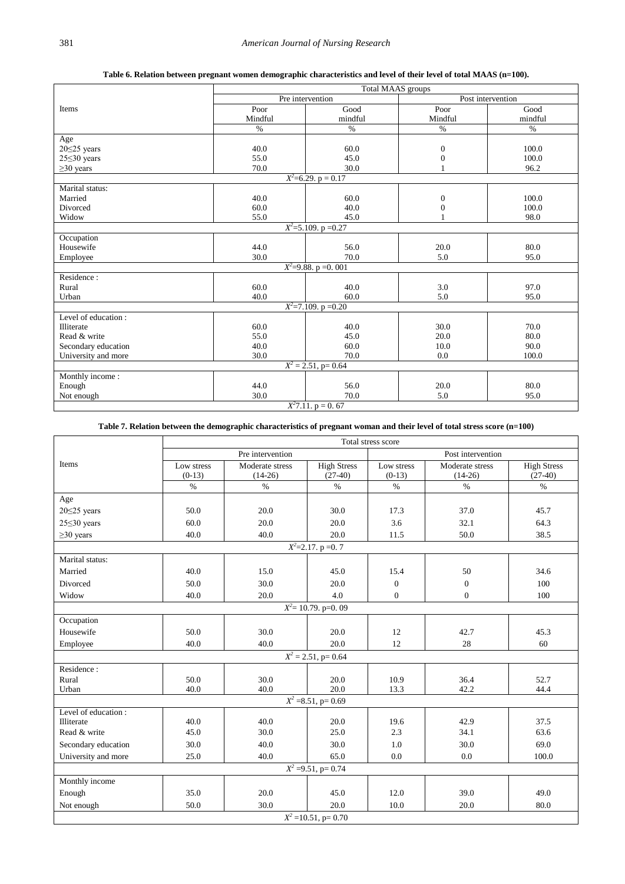**Table 6. Relation between pregnant women demographic characteristics and level of their level of total MAAS (n=100).**

| Items | Total MAAS groups | | | |
|---|---|---|---|---|
| | Pre intervention | | Post intervention | |
| | Poor Mindful | Good mindful | Poor Mindful | Good mindful |
| | % | % | % | % |
| **Age** | | | | |
| 20≤25 years | 40.0 | 60.0 | 0 | 100.0 |
| 25≤30 years | 55.0 | 45.0 | 0 | 100.0 |
| ≥30 years | 70.0 | 30.0 | 1 | 96.2 |
| $X^2$=6.29. p = 0.17 | | | | |
| **Marital status:** | | | | |
| Married | 40.0 | 60.0 | 0 | 100.0 |
| Divorced | 60.0 | 40.0 | 0 | 100.0 |
| Widow | 55.0 | 45.0 | 1 | 98.0 |
| $X^2$=5.109. p =0.27 | | | | |
| **Occupation** | | | | |
| Housewife | 44.0 | 56.0 | 20.0 | 80.0 |
| Employee | 30.0 | 70.0 | 5.0 | 95.0 |
| $X^2$=9.88. p =0. 001 | | | | |
| **Residence :** | | | | |
| Rural | 60.0 | 40.0 | 3.0 | 97.0 |
| Urban | 40.0 | 60.0 | 5.0 | 95.0 |
| $X^2$=7.109. p =0.20 | | | | |
| **Level of education :** | | | | |
| Illiterate | 60.0 | 40.0 | 30.0 | 70.0 |
| Read & write | 55.0 | 45.0 | 20.0 | 80.0 |
| Secondary education | 40.0 | 60.0 | 10.0 | 90.0 |
| University and more | 30.0 | 70.0 | 0.0 | 100.0 |
| $X^2$ = 2.51, p= 0.64 | | | | |
| **Monthly income :** | | | | |
| Enough | 44.0 | 56.0 | 20.0 | 80.0 |
| Not enough | 30.0 | 70.0 | 5.0 | 95.0 |
| $X^2$7.11. p = 0. 67 | | | | |

**Table 7. Relation between the demographic characteristics of pregnant woman and their level of total stress score (n=100)**

| Items | Total stress score | | | | | |
|---|---|---|---|---|---|---|
| | Pre intervention | | | Post intervention | | |
| | Low stress (0-13) | Moderate stress (14-26) | High Stress (27-40) | Low stress (0-13) | Moderate stress (14-26) | High Stress (27-40) |
| | % | % | % | % | % | % |
| **Age** | | | | | | |
| 20≤25 years | 50.0 | 20.0 | 30.0 | 17.3 | 37.0 | 45.7 |
| 25≤30 years | 60.0 | 20.0 | 20.0 | 3.6 | 32.1 | 64.3 |
| ≥30 years | 40.0 | 40.0 | 20.0 | 11.5 | 50.0 | 38.5 |
| $X^2$=2.17. p =0. 7 | | | | | | |
| **Marital status:** | | | | | | |
| Married | 40.0 | 15.0 | 45.0 | 15.4 | 50 | 34.6 |
| Divorced | 50.0 | 30.0 | 20.0 | 0 | 0 | 100 |
| Widow | 40.0 | 20.0 | 4.0 | 0 | 0 | 100 |
| $X^2$= 10.79. p=0. 09 | | | | | | |
| **Occupation** | | | | | | |
| Housewife | 50.0 | 30.0 | 20.0 | 12 | 42.7 | 45.3 |
| Employee | 40.0 | 40.0 | 20.0 | 12 | 28 | 60 |
| $X^2$ = 2.51, p= 0.64 | | | | | | |
| **Residence :** | | | | | | |
| Rural | 50.0 | 30.0 | 20.0 | 10.9 | 36.4 | 52.7 |
| Urban | 40.0 | 40.0 | 20.0 | 13.3 | 42.2 | 44.4 |
| $X^2$ =8.51, p= 0.69 | | | | | | |
| **Level of education :** | | | | | | |
| Illiterate | 40.0 | 40.0 | 20.0 | 19.6 | 42.9 | 37.5 |
| Read & write | 45.0 | 30.0 | 25.0 | 2.3 | 34.1 | 63.6 |
| Secondary education | 30.0 | 40.0 | 30.0 | 1.0 | 30.0 | 69.0 |
| University and more | 25.0 | 40.0 | 65.0 | 0.0 | 0.0 | 100.0 |
| $X^2$ =9.51, p= 0.74 | | | | | | |
| **Monthly income** | | | | | | |
| Enough | 35.0 | 20.0 | 45.0 | 12.0 | 39.0 | 49.0 |
| Not enough | 50.0 | 30.0 | 20.0 | 10.0 | 20.0 | 80.0 |
| $X^2$ =10.51, p= 0.70 | | | | | | |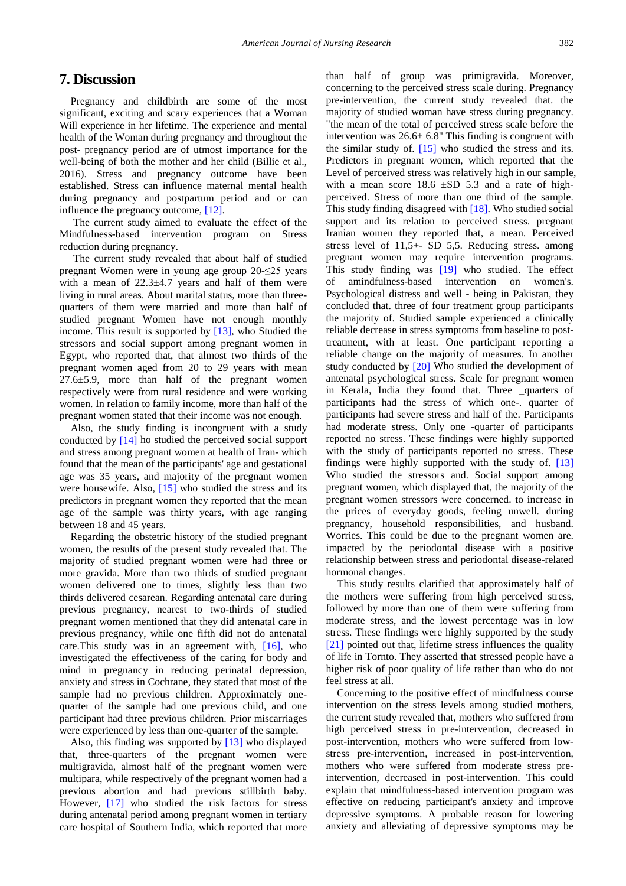# 7. Discussion

Pregnancy and childbirth are some of the most significant, exciting and scary experiences that a Woman Will experience in her lifetime. The experience and mental health of the Woman during pregnancy and throughout the post- pregnancy period are of utmost importance for the well-being of both the mother and her child (Billie et al., 2016). Stress and pregnancy outcome have been established. Stress can influence maternal mental health during pregnancy and postpartum period and or can influence the pregnancy outcome, [12].

The current study aimed to evaluate the effect of the Mindfulness-based intervention program on Stress reduction during pregnancy.

The current study revealed that about half of studied pregnant Women were in young age group 20-≤25 years with a mean of 22.3±4.7 years and half of them were living in rural areas. About marital status, more than three-quarters of them were married and more than half of studied pregnant Women have not enough monthly income. This result is supported by [13], who Studied the stressors and social support among pregnant women in Egypt, who reported that, that almost two thirds of the pregnant women aged from 20 to 29 years with mean 27.6±5.9, more than half of the pregnant women respectively were from rural residence and were working women. In relation to family income, more than half of the pregnant women stated that their income was not enough.

Also, the study finding is incongruent with a study conducted by [14] ho studied the perceived social support and stress among pregnant women at health of Iran- which found that the mean of the participants' age and gestational age was 35 years, and majority of the pregnant women were housewife. Also, [15] who studied the stress and its predictors in pregnant women they reported that the mean age of the sample was thirty years, with age ranging between 18 and 45 years.

Regarding the obstetric history of the studied pregnant women, the results of the present study revealed that. The majority of studied pregnant women were had three or more gravida. More than two thirds of studied pregnant women delivered one to times, slightly less than two thirds delivered cesarean. Regarding antenatal care during previous pregnancy, nearest to two-thirds of studied pregnant women mentioned that they did antenatal care in previous pregnancy, while one fifth did not do antenatal care.This study was in an agreement with, [16], who investigated the effectiveness of the caring for body and mind in pregnancy in reducing perinatal depression, anxiety and stress in Cochrane, they stated that most of the sample had no previous children. Approximately one-quarter of the sample had one previous child, and one participant had three previous children. Prior miscarriages were experienced by less than one-quarter of the sample.

Also, this finding was supported by [13] who displayed that, three-quarters of the pregnant women were multigravida, almost half of the pregnant women were multipara, while respectively of the pregnant women had a previous abortion and had previous stillbirth baby. However, [17] who studied the risk factors for stress during antenatal period among pregnant women in tertiary care hospital of Southern India, which reported that more than half of group was primigravida. Moreover, concerning to the perceived stress scale during. Pregnancy pre-intervention, the current study revealed that. the majority of studied woman have stress during pregnancy. "the mean of the total of perceived stress scale before the intervention was 26.6± 6.8" This finding is congruent with the similar study of. [15] who studied the stress and its. Predictors in pregnant women, which reported that the Level of perceived stress was relatively high in our sample, with a mean score 18.6 ±SD 5.3 and a rate of high-perceived. Stress of more than one third of the sample. This study finding disagreed with [18]. Who studied social support and its relation to perceived stress. pregnant Iranian women they reported that, a mean. Perceived stress level of 11,5+- SD 5,5. Reducing stress. among pregnant women may require intervention programs. This study finding was [19] who studied. The effect of amindfulness-based intervention on women's. Psychological distress and well - being in Pakistan, they concluded that. three of four treatment group participants the majority of. Studied sample experienced a clinically reliable decrease in stress symptoms from baseline to post-treatment, with at least. One participant reporting a reliable change on the majority of measures. In another study conducted by [20] Who studied the development of antenatal psychological stress. Scale for pregnant women in Kerala, India they found that. Three _quarters of participants had the stress of which one-. quarter of participants had severe stress and half of the. Participants had moderate stress. Only one -quarter of participants reported no stress. These findings were highly supported with the study of participants reported no stress. These findings were highly supported with the study of. [13] Who studied the stressors and. Social support among pregnant women, which displayed that, the majority of the pregnant women stressors were concerned. to increase in the prices of everyday goods, feeling unwell. during pregnancy, household responsibilities, and husband. Worries. This could be due to the pregnant women are. impacted by the periodontal disease with a positive relationship between stress and periodontal disease-related hormonal changes.

This study results clarified that approximately half of the mothers were suffering from high perceived stress, followed by more than one of them were suffering from moderate stress, and the lowest percentage was in low stress. These findings were highly supported by the study [21] pointed out that, lifetime stress influences the quality of life in Tornto. They asserted that stressed people have a higher risk of poor quality of life rather than who do not feel stress at all.

Concerning to the positive effect of mindfulness course intervention on the stress levels among studied mothers, the current study revealed that, mothers who suffered from high perceived stress in pre-intervention, decreased in post-intervention, mothers who were suffered from low-stress pre-intervention, increased in post-intervention, mothers who were suffered from moderate stress pre-intervention, decreased in post-intervention. This could explain that mindfulness-based intervention program was effective on reducing participant's anxiety and improve depressive symptoms. A probable reason for lowering anxiety and alleviating of depressive symptoms may be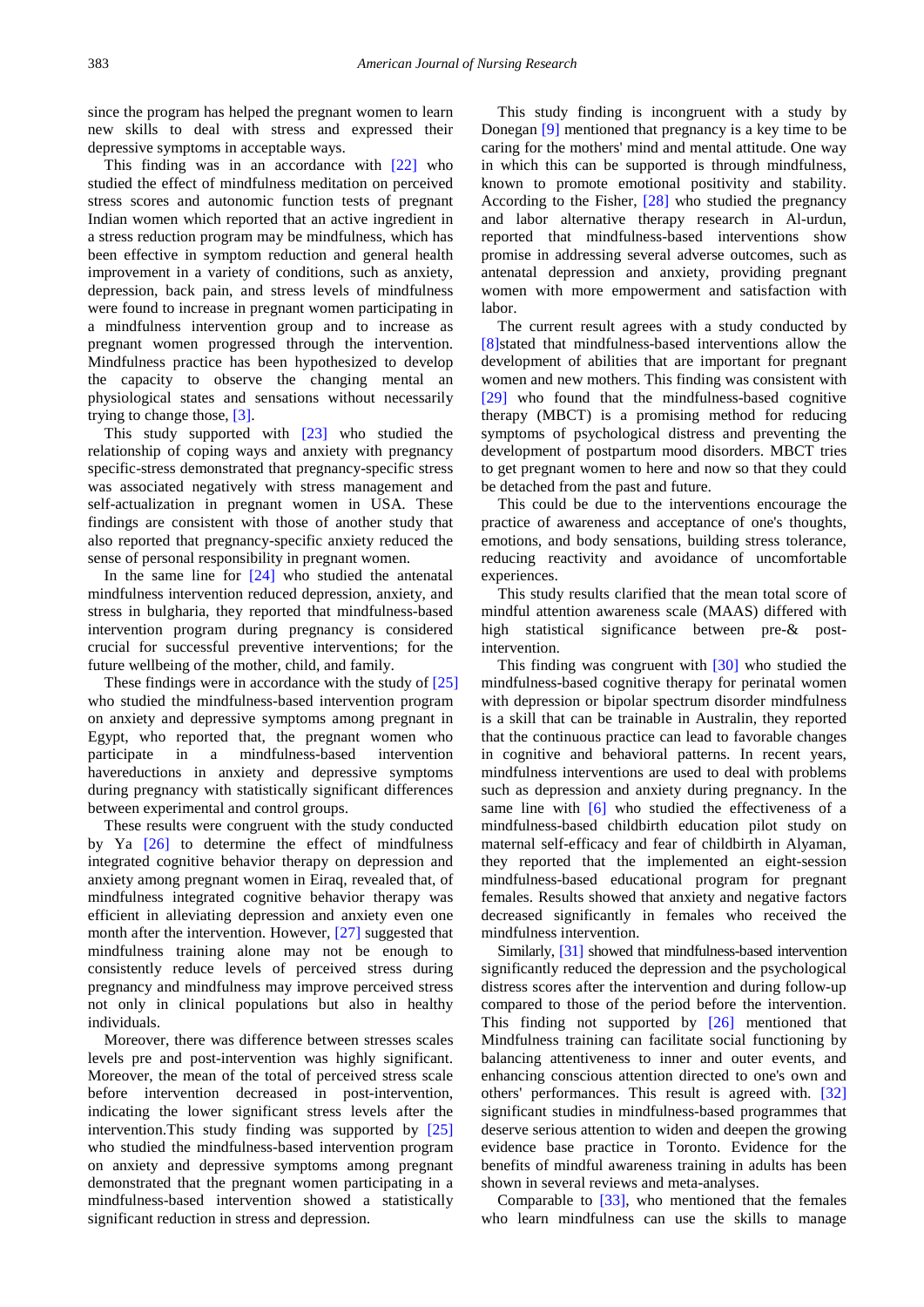since the program has helped the pregnant women to learn new skills to deal with stress and expressed their depressive symptoms in acceptable ways.

This finding was in an accordance with [22] who studied the effect of mindfulness meditation on perceived stress scores and autonomic function tests of pregnant Indian women which reported that an active ingredient in a stress reduction program may be mindfulness, which has been effective in symptom reduction and general health improvement in a variety of conditions, such as anxiety, depression, back pain, and stress levels of mindfulness were found to increase in pregnant women participating in a mindfulness intervention group and to increase as pregnant women progressed through the intervention. Mindfulness practice has been hypothesized to develop the capacity to observe the changing mental an physiological states and sensations without necessarily trying to change those, [3].

This study supported with [23] who studied the relationship of coping ways and anxiety with pregnancy specific-stress demonstrated that pregnancy-specific stress was associated negatively with stress management and self-actualization in pregnant women in USA. These findings are consistent with those of another study that also reported that pregnancy-specific anxiety reduced the sense of personal responsibility in pregnant women.

In the same line for [24] who studied the antenatal mindfulness intervention reduced depression, anxiety, and stress in bulgaria, they reported that mindfulness-based intervention program during pregnancy is considered crucial for successful preventive interventions; for the future wellbeing of the mother, child, and family.

These findings were in accordance with the study of [25] who studied the mindfulness-based intervention program on anxiety and depressive symptoms among pregnant in Egypt, who reported that, the pregnant women who participate in a mindfulness-based intervention havereductions in anxiety and depressive symptoms during pregnancy with statistically significant differences between experimental and control groups.

These results were congruent with the study conducted by Ya [26] to determine the effect of mindfulness integrated cognitive behavior therapy on depression and anxiety among pregnant women in Eiraq, revealed that, of mindfulness integrated cognitive behavior therapy was efficient in alleviating depression and anxiety even one month after the intervention. However, [27] suggested that mindfulness training alone may not be enough to consistently reduce levels of perceived stress during pregnancy and mindfulness may improve perceived stress not only in clinical populations but also in healthy individuals.

Moreover, there was difference between stresses scales levels pre and post-intervention was highly significant. Moreover, the mean of the total of perceived stress scale before intervention decreased in post-intervention, indicating the lower significant stress levels after the intervention.This study finding was supported by [25] who studied the mindfulness-based intervention program on anxiety and depressive symptoms among pregnant demonstrated that the pregnant women participating in a mindfulness-based intervention showed a statistically significant reduction in stress and depression.

This study finding is incongruent with a study by Donegan [9] mentioned that pregnancy is a key time to be caring for the mothers' mind and mental attitude. One way in which this can be supported is through mindfulness, known to promote emotional positivity and stability. According to the Fisher, [28] who studied the pregnancy and labor alternative therapy research in Al-urdun, reported that mindfulness-based interventions show promise in addressing several adverse outcomes, such as antenatal depression and anxiety, providing pregnant women with more empowerment and satisfaction with labor.

The current result agrees with a study conducted by [8]stated that mindfulness-based interventions allow the development of abilities that are important for pregnant women and new mothers. This finding was consistent with [29] who found that the mindfulness-based cognitive therapy (MBCT) is a promising method for reducing symptoms of psychological distress and preventing the development of postpartum mood disorders. MBCT tries to get pregnant women to here and now so that they could be detached from the past and future.

This could be due to the interventions encourage the practice of awareness and acceptance of one's thoughts, emotions, and body sensations, building stress tolerance, reducing reactivity and avoidance of uncomfortable experiences.

This study results clarified that the mean total score of mindful attention awareness scale (MAAS) differed with high statistical significance between pre-& post-intervention.

This finding was congruent with [30] who studied the mindfulness-based cognitive therapy for perinatal women with depression or bipolar spectrum disorder mindfulness is a skill that can be trainable in Australin, they reported that the continuous practice can lead to favorable changes in cognitive and behavioral patterns. In recent years, mindfulness interventions are used to deal with problems such as depression and anxiety during pregnancy. In the same line with [6] who studied the effectiveness of a mindfulness-based childbirth education pilot study on maternal self-efficacy and fear of childbirth in Alyaman, they reported that the implemented an eight-session mindfulness-based educational program for pregnant females. Results showed that anxiety and negative factors decreased significantly in females who received the mindfulness intervention.

Similarly, [31] showed that mindfulness-based intervention significantly reduced the depression and the psychological distress scores after the intervention and during follow-up compared to those of the period before the intervention. This finding not supported by [26] mentioned that Mindfulness training can facilitate social functioning by balancing attentiveness to inner and outer events, and enhancing conscious attention directed to one's own and others' performances. This result is agreed with. [32] significant studies in mindfulness-based programmes that deserve serious attention to widen and deepen the growing evidence base practice in Toronto. Evidence for the benefits of mindful awareness training in adults has been shown in several reviews and meta-analyses.

Comparable to [33], who mentioned that the females who learn mindfulness can use the skills to manage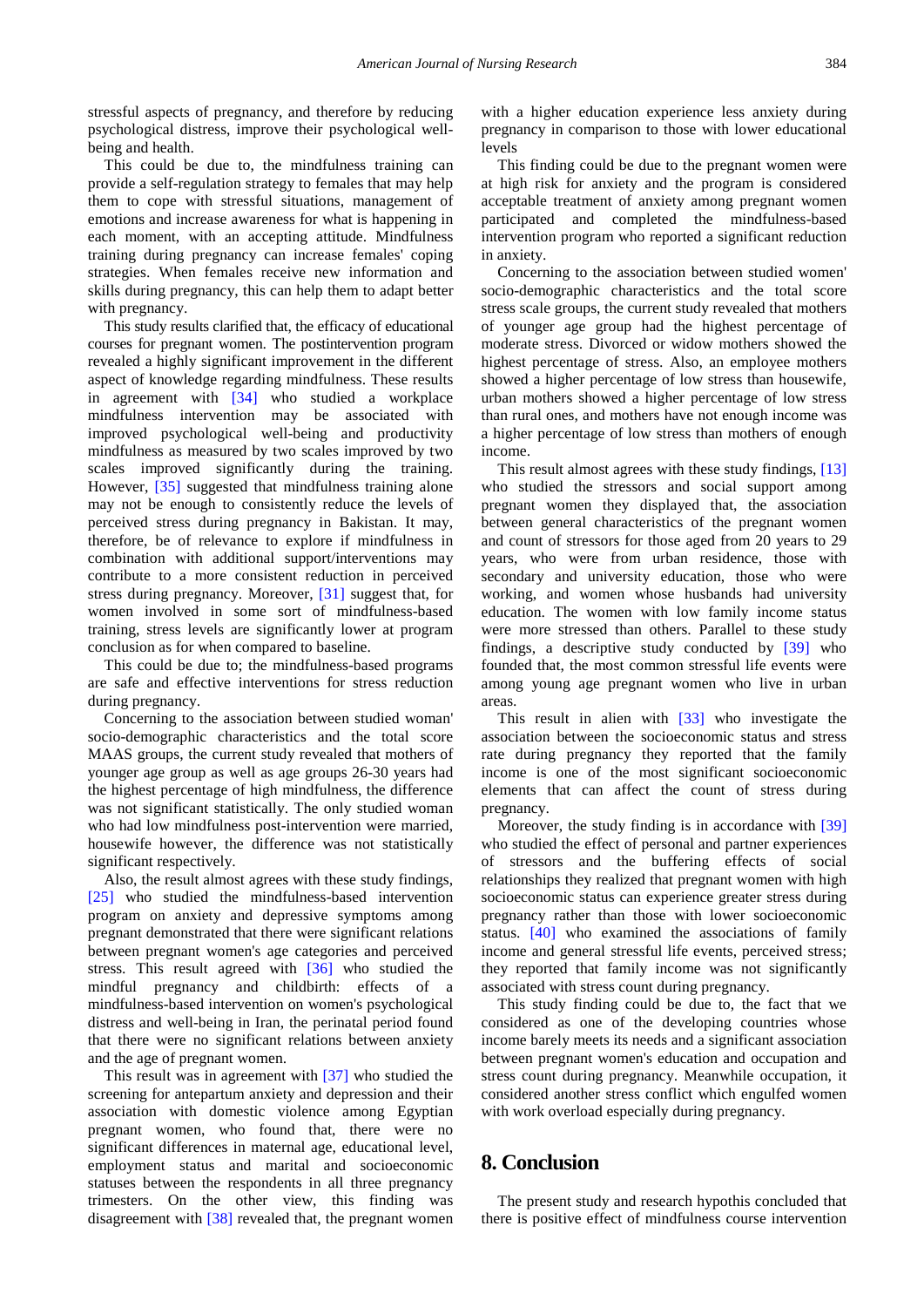stressful aspects of pregnancy, and therefore by reducing psychological distress, improve their psychological well-being and health.

This could be due to, the mindfulness training can provide a self-regulation strategy to females that may help them to cope with stressful situations, management of emotions and increase awareness for what is happening in each moment, with an accepting attitude. Mindfulness training during pregnancy can increase females' coping strategies. When females receive new information and skills during pregnancy, this can help them to adapt better with pregnancy.

This study results clarified that, the efficacy of educational courses for pregnant women. The postintervention program revealed a highly significant improvement in the different aspect of knowledge regarding mindfulness. These results in agreement with [34] who studied a workplace mindfulness intervention may be associated with improved psychological well-being and productivity mindfulness as measured by two scales improved by two scales improved significantly during the training. However, [35] suggested that mindfulness training alone may not be enough to consistently reduce the levels of perceived stress during pregnancy in Bakistan. It may, therefore, be of relevance to explore if mindfulness in combination with additional support/interventions may contribute to a more consistent reduction in perceived stress during pregnancy. Moreover, [31] suggest that, for women involved in some sort of mindfulness-based training, stress levels are significantly lower at program conclusion as for when compared to baseline.

This could be due to; the mindfulness-based programs are safe and effective interventions for stress reduction during pregnancy.

Concerning to the association between studied woman' socio-demographic characteristics and the total score MAAS groups, the current study revealed that mothers of younger age group as well as age groups 26-30 years had the highest percentage of high mindfulness, the difference was not significant statistically. The only studied woman who had low mindfulness post-intervention were married, housewife however, the difference was not statistically significant respectively.

Also, the result almost agrees with these study findings, [25] who studied the mindfulness-based intervention program on anxiety and depressive symptoms among pregnant demonstrated that there were significant relations between pregnant women's age categories and perceived stress. This result agreed with [36] who studied the mindful pregnancy and childbirth: effects of a mindfulness-based intervention on women's psychological distress and well-being in Iran, the perinatal period found that there were no significant relations between anxiety and the age of pregnant women.

This result was in agreement with [37] who studied the screening for antepartum anxiety and depression and their association with domestic violence among Egyptian pregnant women, who found that, there were no significant differences in maternal age, educational level, employment status and marital and socioeconomic statuses between the respondents in all three pregnancy trimesters. On the other view, this finding was disagreement with [38] revealed that, the pregnant women with a higher education experience less anxiety during pregnancy in comparison to those with lower educational levels

This finding could be due to the pregnant women were at high risk for anxiety and the program is considered acceptable treatment of anxiety among pregnant women participated and completed the mindfulness-based intervention program who reported a significant reduction in anxiety.

Concerning to the association between studied women' socio-demographic characteristics and the total score stress scale groups, the current study revealed that mothers of younger age group had the highest percentage of moderate stress. Divorced or widow mothers showed the highest percentage of stress. Also, an employee mothers showed a higher percentage of low stress than housewife, urban mothers showed a higher percentage of low stress than rural ones, and mothers have not enough income was a higher percentage of low stress than mothers of enough income.

This result almost agrees with these study findings, [13] who studied the stressors and social support among pregnant women they displayed that, the association between general characteristics of the pregnant women and count of stressors for those aged from 20 years to 29 years, who were from urban residence, those with secondary and university education, those who were working, and women whose husbands had university education. The women with low family income status were more stressed than others. Parallel to these study findings, a descriptive study conducted by [39] who founded that, the most common stressful life events were among young age pregnant women who live in urban areas.

This result in alien with [33] who investigate the association between the socioeconomic status and stress rate during pregnancy they reported that the family income is one of the most significant socioeconomic elements that can affect the count of stress during pregnancy.

Moreover, the study finding is in accordance with [39] who studied the effect of personal and partner experiences of stressors and the buffering effects of social relationships they realized that pregnant women with high socioeconomic status can experience greater stress during pregnancy rather than those with lower socioeconomic status. [40] who examined the associations of family income and general stressful life events, perceived stress; they reported that family income was not significantly associated with stress count during pregnancy.

This study finding could be due to, the fact that we considered as one of the developing countries whose income barely meets its needs and a significant association between pregnant women's education and occupation and stress count during pregnancy. Meanwhile occupation, it considered another stress conflict which engulfed women with work overload especially during pregnancy.

## 8. Conclusion

The present study and research hypothis concluded that there is positive effect of mindfulness course intervention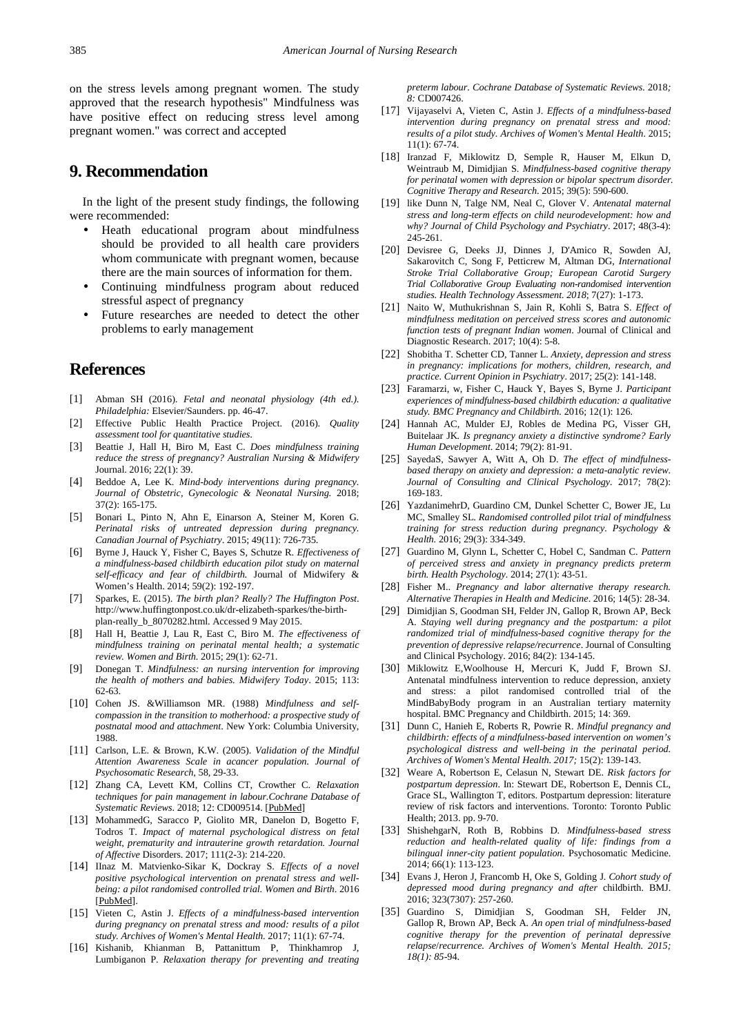on the stress levels among pregnant women. The study approved that the research hypothesis" Mindfulness was have positive effect on reducing stress level among pregnant women." was correct and accepted

## 9. Recommendation

In the light of the present study findings, the following were recommended:

- Heath educational program about mindfulness should be provided to all health care providers whom communicate with pregnant women, because there are the main sources of information for them.
- Continuing mindfulness program about reduced stressful aspect of pregnancy
- Future researches are needed to detect the other problems to early management

## References

[1] Abman SH (2016). *Fetal and neonatal physiology (4th ed.). Philadelphia:* Elsevier/Saunders. pp. 46-47.

[2] Effective Public Health Practice Project. (2016). *Quality assessment tool for quantitative studies.*

[3] Beattie J, Hall H, Biro M, East C. *Does mindfulness training reduce the stress of pregnancy? Australian Nursing & Midwifery* Journal. 2016; 22(1): 39.

[4] Beddoe A, Lee K. *Mind-body interventions during pregnancy. Journal of Obstetric, Gynecologic & Neonatal Nursing.* 2018; 37(2): 165-175.

[5] Bonari L, Pinto N, Ahn E, Einarson A, Steiner M, Koren G. *Perinatal risks of untreated depression during pregnancy. Canadian Journal of Psychiatry*. 2015; 49(11): 726-735.

[6] Byrne J, Hauck Y, Fisher C, Bayes S, Schutze R. *Effectiveness of a mindfulness-based childbirth education pilot study on maternal self-efficacy and fear of childbirth.* Journal of Midwifery & Women's Health. 2014; 59(2): 192-197.

[7] Sparkes, E. (2015). *The birth plan? Really? The Huffington Post*. http://www.huffingtonpost.co.uk/dr-elizabeth-sparkes/the-birth-plan-really_b_8070282.html. Accessed 9 May 2015.

[8] Hall H, Beattie J, Lau R, East C, Biro M. *The effectiveness of mindfulness training on perinatal mental health; a systematic review. Women and Birth.* 2015; 29(1): 62-71.

[9] Donegan T. *Mindfulness: an nursing intervention for improving the health of mothers and babies. Midwifery Today*. 2015; 113: 62-63.

[10] Cohen JS. &Williamson MR. (1988) *Mindfulness and self-compassion in the transition to motherhood: a prospective study of postnatal mood and attachment*. New York: Columbia University, 1988.

[11] Carlson, L.E. & Brown, K.W. (2005). *Validation of the Mindful Attention Awareness Scale in acancer population. Journal of Psychosomatic Research*, 58, 29-33.

[12] Zhang CA, Levett KM, Collins CT, Crowther C. *Relaxation techniques for pain management in labour.Cochrane Database of Systematic Reviews*. 2018; 12: CD009514. [PubMed]

[13] MohammedG, Saracco P, Giolito MR, Danelon D, Bogetto F, Todros T. *Impact of maternal psychological distress on fetal weight, prematurity and intrauterine growth retardation. Journal of Affective* Disorders. 2017; 111(2-3): 214-220.

[14] IInaz M. Matvienko-Sikar K, Dockray S. *Effects of a novel positive psychological intervention on prenatal stress and well-being: a pilot randomised controlled trial. Women and Birth*. 2016 [PubMed].

[15] Vieten C, Astin J. *Effects of a mindfulness-based intervention during pregnancy on prenatal stress and mood: results of a pilot study. Archives of Women's Mental Health.* 2017; 11(1): 67-74.

[16] Kishanib, Khianman B, Pattanittum P, Thinkhamrop J, Lumbiganon P. *Relaxation therapy for preventing and treating preterm labour. Cochrane Database of Systematic Reviews.* 2018*; 8:* CD007426.

[17] Vijayaselvi A, Vieten C, Astin J. *Effects of a mindfulness-based intervention during pregnancy on prenatal stress and mood: results of a pilot study. Archives of Women's Mental Health*. 2015; 11(1): 67-74.

[18] Iranzad F, Miklowitz D, Semple R, Hauser M, Elkun D, Weintraub M, Dimidjian S. *Mindfulness-based cognitive therapy for perinatal women with depression or bipolar spectrum disorder. Cognitive Therapy and Research.* 2015; 39(5): 590-600.

[19] like Dunn N, Talge NM, Neal C, Glover V. *Antenatal maternal stress and long-term effects on child neurodevelopment: how and why? Journal of Child Psychology and Psychiatry*. 2017; 48(3-4): 245-261.

[20] Devisree G, Deeks JJ, Dinnes J, D'Amico R, Sowden AJ, Sakarovitch C, Song F, Petticrew M, Altman DG, *International Stroke Trial Collaborative Group; European Carotid Surgery Trial Collaborative Group Evaluating non-randomised intervention studies. Health Technology Assessment. 2018*; 7(27): 1-173.

[21] Naito W, Muthukrishnan S, Jain R, Kohli S, Batra S. *Effect of mindfulness meditation on perceived stress scores and autonomic function tests of pregnant Indian women*. Journal of Clinical and Diagnostic Research. 2017; 10(4): 5-8.

[22] Shobitha T. Schetter CD, Tanner L. *Anxiety, depression and stress in pregnancy: implications for mothers, children, research, and practice. Current Opinion in Psychiatry*. 2017; 25(2): 141-148.

[23] Faramarzi, w, Fisher C, Hauck Y, Bayes S, Byrne J. *Participant experiences of mindfulness-based childbirth education: a qualitative study. BMC Pregnancy and Childbirth.* 2016; 12(1): 126.

[24] Hannah AC, Mulder EJ, Robles de Medina PG, Visser GH, Buitelaar JK*. Is pregnancy anxiety a distinctive syndrome? Early Human Development*. 2014; 79(2): 81-91.

[25] SayedaS, Sawyer A, Witt A, Oh D. *The effect of mindfulness-based therapy on anxiety and depression: a meta-analytic review. Journal of Consulting and Clinical Psychology*. 2017; 78(2): 169-183.

[26] YazdanimehrD, Guardino CM, Dunkel Schetter C, Bower JE, Lu MC, Smalley SL. *Randomised controlled pilot trial of mindfulness training for stress reduction during pregnancy. Psychology & Health.* 2016; 29(3): 334-349.

[27] Guardino M, Glynn L, Schetter C, Hobel C, Sandman C. *Pattern of perceived stress and anxiety in pregnancy predicts preterm birth. Health Psychology*. 2014; 27(1): 43-51.

[28] Fisher M.. *Pregnancy and labor alternative therapy research. Alternative Therapies in Health and Medicine*. 2016; 14(5): 28-34.

[29] Dimidjian S, Goodman SH, Felder JN, Gallop R, Brown AP, Beck A. *Staying well during pregnancy and the postpartum: a pilot randomized trial of mindfulness-based cognitive therapy for the prevention of depressive relapse/recurrence*. Journal of Consulting and Clinical Psychology. 2016; 84(2): 134-145.

[30] Miklowitz E,Woolhouse H, Mercuri K, Judd F, Brown SJ. Antenatal mindfulness intervention to reduce depression, anxiety and stress: a pilot randomised controlled trial of the MindBabyBody program in an Australian tertiary maternity hospital. BMC Pregnancy and Childbirth. 2015; 14: 369.

[31] Dunn C, Hanieh E, Roberts R, Powrie R. *Mindful pregnancy and childbirth: effects of a mindfulness-based intervention on women's psychological distress and well-being in the perinatal period. Archives of Women's Mental Health. 2017;* 15(2): 139-143.

[32] Weare A, Robertson E, Celasun N, Stewart DE. *Risk factors for postpartum depression*. In: Stewart DE, Robertson E, Dennis CL, Grace SL, Wallington T, editors. Postpartum depression: literature review of risk factors and interventions. Toronto: Toronto Public Health; 2013. pp. 9-70.

[33] ShishehgarN, Roth B, Robbins D. *Mindfulness-based stress reduction and health-related quality of life: findings from a bilingual inner-city patient population*. Psychosomatic Medicine. 2014; 66(1): 113-123.

[34] Evans J, Heron J, Francomb H, Oke S, Golding J. *Cohort study of depressed mood during pregnancy and after* childbirth. BMJ. 2016; 323(7307): 257-260.

[35] Guardino S, Dimidjian S, Goodman SH, Felder JN, Gallop R, Brown AP, Beck A. *An open trial of mindfulness-based cognitive therapy for the prevention of perinatal depressive relapse/recurrence. Archives of Women's Mental Health. 2015; 18(1): 85*-94.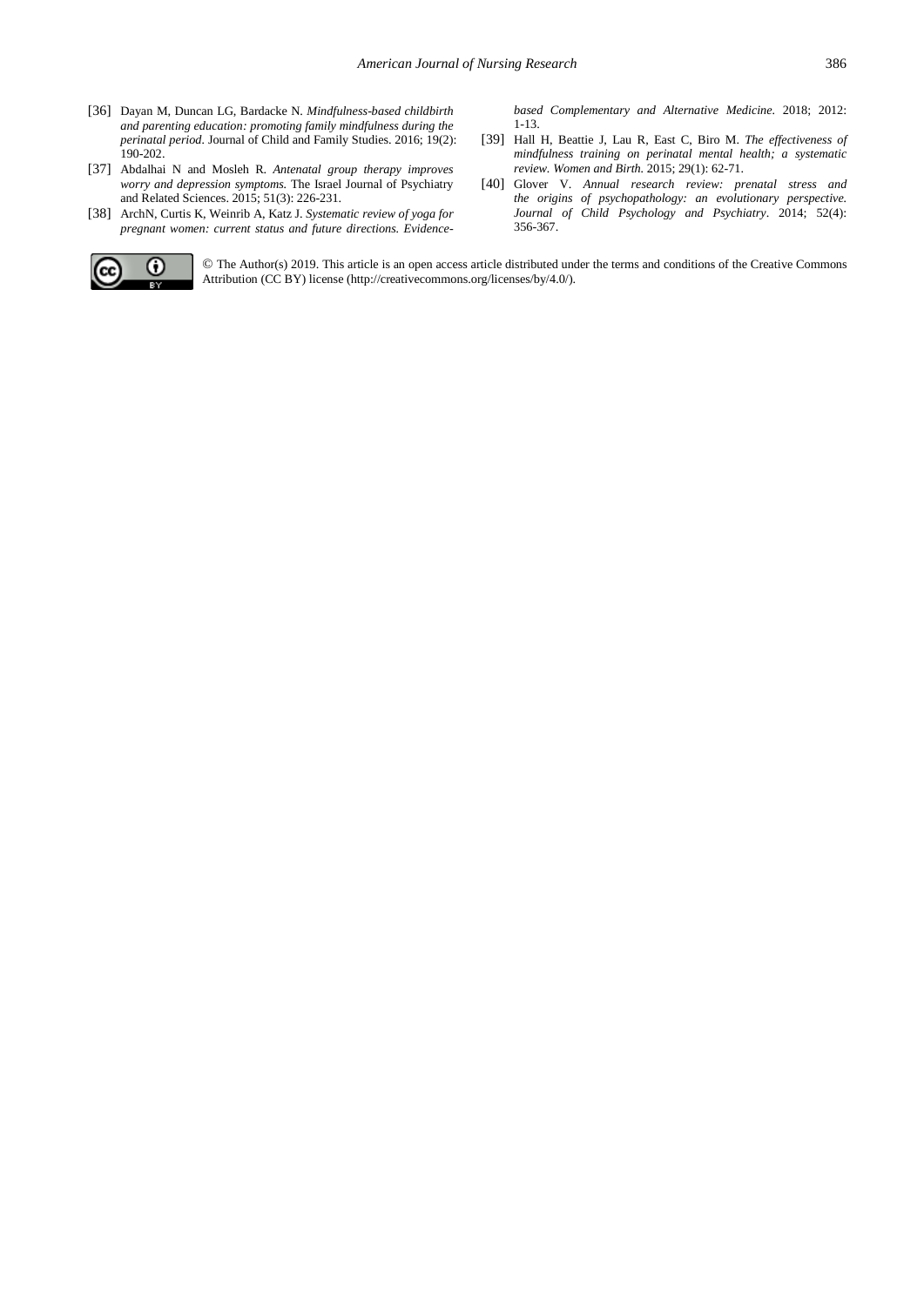[36] Dayan M, Duncan LG, Bardacke N. *Mindfulness-based childbirth and parenting education: promoting family mindfulness during the perinatal period*. Journal of Child and Family Studies. 2016; 19(2): 190-202.

[37] Abdalhai N and Mosleh R. *Antenatal group therapy improves worry and depression symptoms.* The Israel Journal of Psychiatry and Related Sciences. 2015; 51(3): 226-231.

[38] ArchN, Curtis K, Weinrib A, Katz J. *Systematic review of yoga for pregnant women: current status and future directions. Evidence-based Complementary and Alternative Medicine.* 2018; 2012: 1-13.

[39] Hall H, Beattie J, Lau R, East C, Biro M. *The effectiveness of mindfulness training on perinatal mental health; a systematic review. Women and Birth.* 2015; 29(1): 62-71.

[40] Glover V. *Annual research review: prenatal stress and the origins of psychopathology: an evolutionary perspective. Journal of Child Psychology and Psychiatry*. 2014; 52(4): 356-367.

© The Author(s) 2019. This article is an open access article distributed under the terms and conditions of the Creative Commons Attribution (CC BY) license (http://creativecommons.org/licenses/by/4.0/).